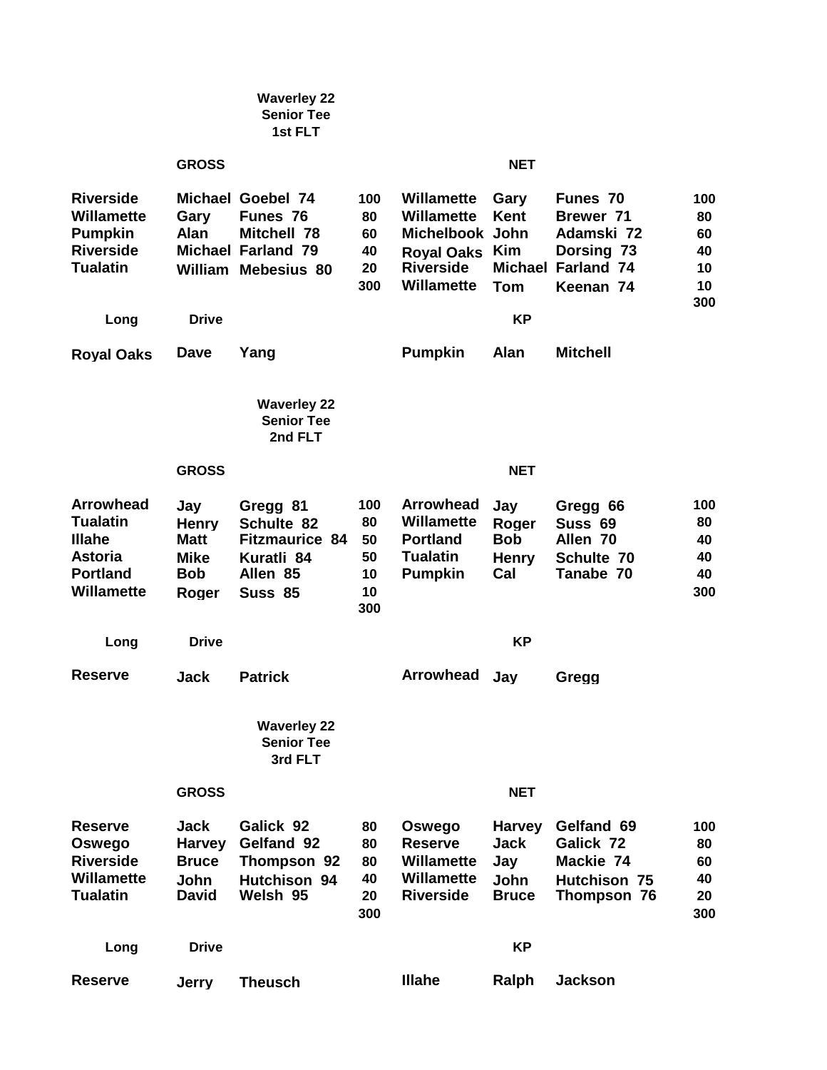### Waverley 22
### Senior Tee
### 1st FLT

| GROSS | | | | NET | | | |
|---|---|---|---|---|---|---|---|
| Riverside | Michael | Goebel 74 | 100 | Willamette | Gary | Funes 70 | 100 |
| Willamette | Gary | Funes 76 | 80 | Willamette | Kent | Brewer 71 | 80 |
| Pumpkin | Alan | Mitchell 78 | 60 | Michelbook | John | Adamski 72 | 60 |
| Riverside | Michael | Farland 79 | 40 | Royal Oaks | Kim | Dorsing 73 | 40 |
| Tualatin | William | Mebesius 80 | 20 | Riverside | Michael | Farland 74 | 10 |
| | | | 300 | Willamette | Tom | Keenan 74 | 10 |
| | | | | | | | 300 |

| Long | Drive | | KP | | |
|---|---|---|---|---|---|
| Royal Oaks | Dave | Yang | Pumpkin | Alan | Mitchell |

### Waverley 22
### Senior Tee
### 2nd FLT

| GROSS | | | | NET | | | |
|---|---|---|---|---|---|---|---|
| Arrowhead | Jay | Gregg 81 | 100 | Arrowhead | Jay | Gregg 66 | 100 |
| Tualatin | Henry | Schulte 82 | 80 | Willamette | Roger | Suss 69 | 80 |
| Illahe | Matt | Fitzmaurice 84 | 50 | Portland | Bob | Allen 70 | 40 |
| Astoria | Mike | Kuratli 84 | 50 | Tualatin | Henry | Schulte 70 | 40 |
| Portland | Bob | Allen 85 | 10 | Pumpkin | Cal | Tanabe 70 | 40 |
| Willamette | Roger | Suss 85 | 10 | | | | 300 |
| | | | 300 | | | | |

| Long | Drive | | KP | | |
|---|---|---|---|---|---|
| Reserve | Jack | Patrick | Arrowhead | Jay | Gregg |

### Waverley 22
### Senior Tee
### 3rd FLT

| GROSS | | | | NET | | | |
|---|---|---|---|---|---|---|---|
| Reserve | Jack | Galick 92 | 80 | Oswego | Harvey | Gelfand 69 | 100 |
| Oswego | Harvey | Gelfand 92 | 80 | Reserve | Jack | Galick 72 | 80 |
| Riverside | Bruce | Thompson 92 | 80 | Willamette | Jay | Mackie 74 | 60 |
| Willamette | John | Hutchison 94 | 40 | Willamette | John | Hutchison 75 | 40 |
| Tualatin | David | Welsh 95 | 20 | Riverside | Bruce | Thompson 76 | 20 |
| | | | 300 | | | | 300 |

| Long | Drive | | KP | | |
|---|---|---|---|---|---|
| Reserve | Jerry | Theusch | Illahe | Ralph | Jackson |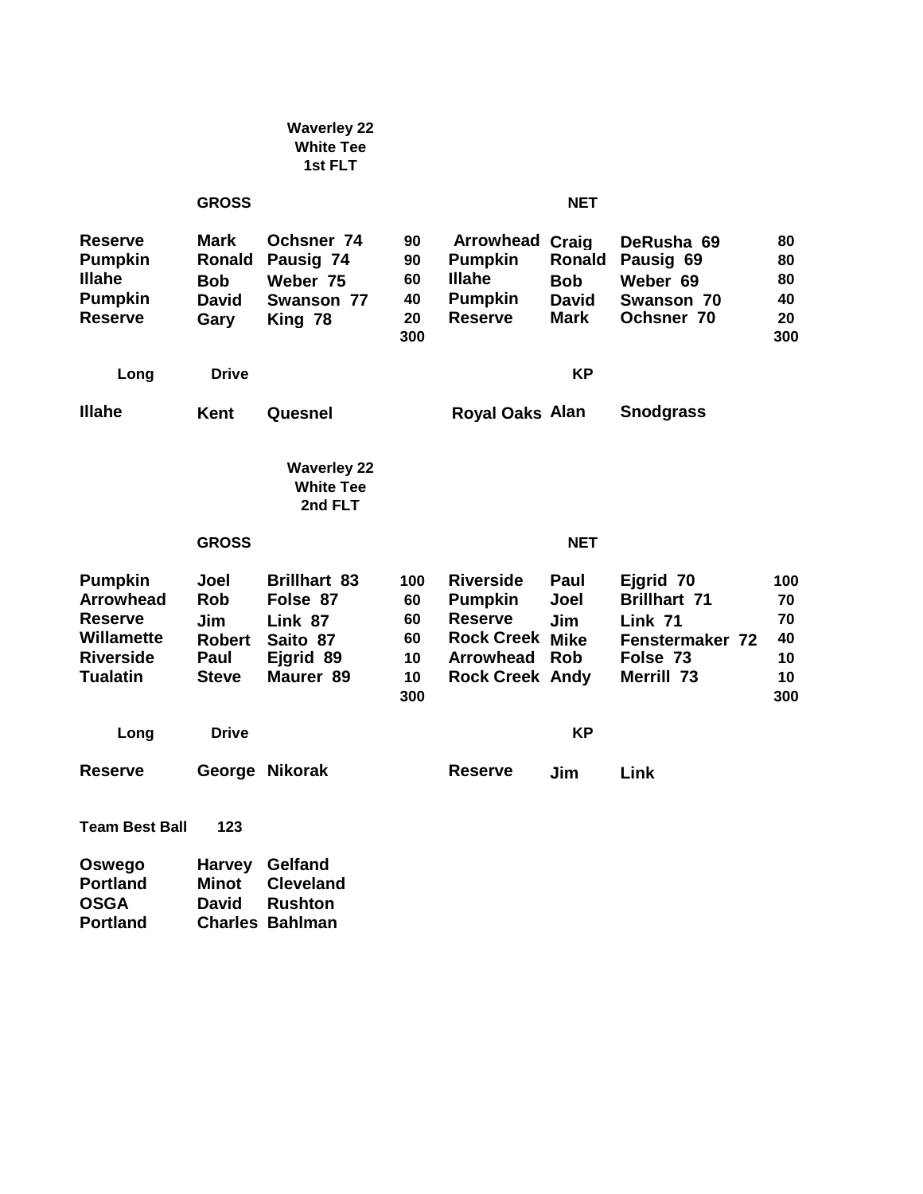**Waverley 22**
**White Tee**
**1st FLT**

| | GROSS | | | | | NET | | |
|---|---|---|---|---|---|---|---|---|
| Reserve | Mark | Ochsner 74 | 90 | Arrowhead | Craig | DeRusha 69 | 80 |
| Pumpkin | Ronald | Pausig 74 | 90 | Pumpkin | Ronald | Pausig 69 | 80 |
| Illahe | Bob | Weber 75 | 60 | Illahe | Bob | Weber 69 | 80 |
| Pumpkin | David | Swanson 77 | 40 | Pumpkin | David | Swanson 70 | 40 |
| Reserve | Gary | King 78 | 20 | Reserve | Mark | Ochsner 70 | 20 |
| | | | 300 | | | | 300 |

| Long | Drive | | KP | | |
|---|---|---|---|---|---|
| Illahe | Kent | Quesnel | Royal Oaks | Alan | Snodgrass |

**Waverley 22**
**White Tee**
**2nd FLT**

| | GROSS | | | | | NET | | |
|---|---|---|---|---|---|---|---|---|
| Pumpkin | Joel | Brillhart 83 | 100 | Riverside | Paul | Ejgrid 70 | 100 |
| Arrowhead | Rob | Folse 87 | 60 | Pumpkin | Joel | Brillhart 71 | 70 |
| Reserve | Jim | Link 87 | 60 | Reserve | Jim | Link 71 | 70 |
| Willamette | Robert | Saito 87 | 60 | Rock Creek | Mike | Fenstermaker 72 | 40 |
| Riverside | Paul | Ejgrid 89 | 10 | Arrowhead | Rob | Folse 73 | 10 |
| Tualatin | Steve | Maurer 89 | 10 | Rock Creek | Andy | Merrill 73 | 10 |
| | | | 300 | | | | 300 |

| Long | Drive | | KP | | |
|---|---|---|---|---|---|
| Reserve | George | Nikorak | Reserve | Jim | Link |

**Team Best Ball 123**

| | | |
|---|---|---|
| Oswego | Harvey | Gelfand |
| Portland | Minot | Cleveland |
| OSGA | David | Rushton |
| Portland | Charles | Bahlman |